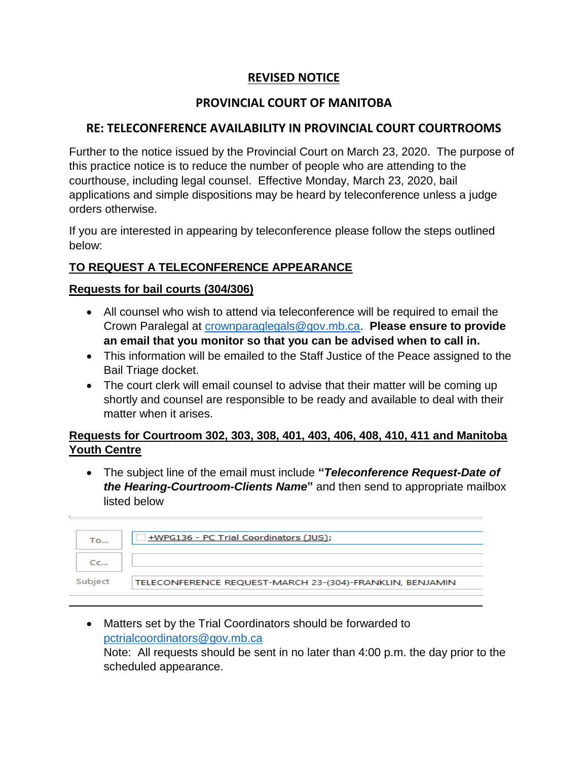# REVISED NOTICE

## PROVINCIAL COURT OF MANITOBA

## RE: TELECONFERENCE AVAILABILITY IN PROVINCIAL COURT COURTROOMS

Further to the notice issued by the Provincial Court on March 23, 2020. The purpose of this practice notice is to reduce the number of people who are attending to the courthouse, including legal counsel. Effective Monday, March 23, 2020, bail applications and simple dispositions may be heard by teleconference unless a judge orders otherwise.

If you are interested in appearing by teleconference please follow the steps outlined below:

### TO REQUEST A TELECONFERENCE APPEARANCE

#### Requests for bail courts (304/306)

- All counsel who wish to attend via teleconference will be required to email the Crown Paralegal at crownparaglegals@gov.mb.ca. **Please ensure to provide an email that you monitor so that you can be advised when to call in.**
- This information will be emailed to the Staff Justice of the Peace assigned to the Bail Triage docket.
- The court clerk will email counsel to advise that their matter will be coming up shortly and counsel are responsible to be ready and available to deal with their matter when it arises.

#### Requests for Courtroom 302, 303, 308, 401, 403, 406, 408, 410, 411 and Manitoba Youth Centre

- The subject line of the email must include **"*Teleconference Request-Date of the Hearing-Courtroom-Clients Name*"** and then send to appropriate mailbox listed below

| | |
|---|---|
| To... | +WPG136 - PC Trial Coordinators (JUS); |
| Cc... | |
| Subject | TELECONFERENCE REQUEST-MARCH 23-(304)-FRANKLIN, BENJAMIN |

- Matters set by the Trial Coordinators should be forwarded to pctrialcoordinators@gov.mb.ca
  Note: All requests should be sent in no later than 4:00 p.m. the day prior to the scheduled appearance.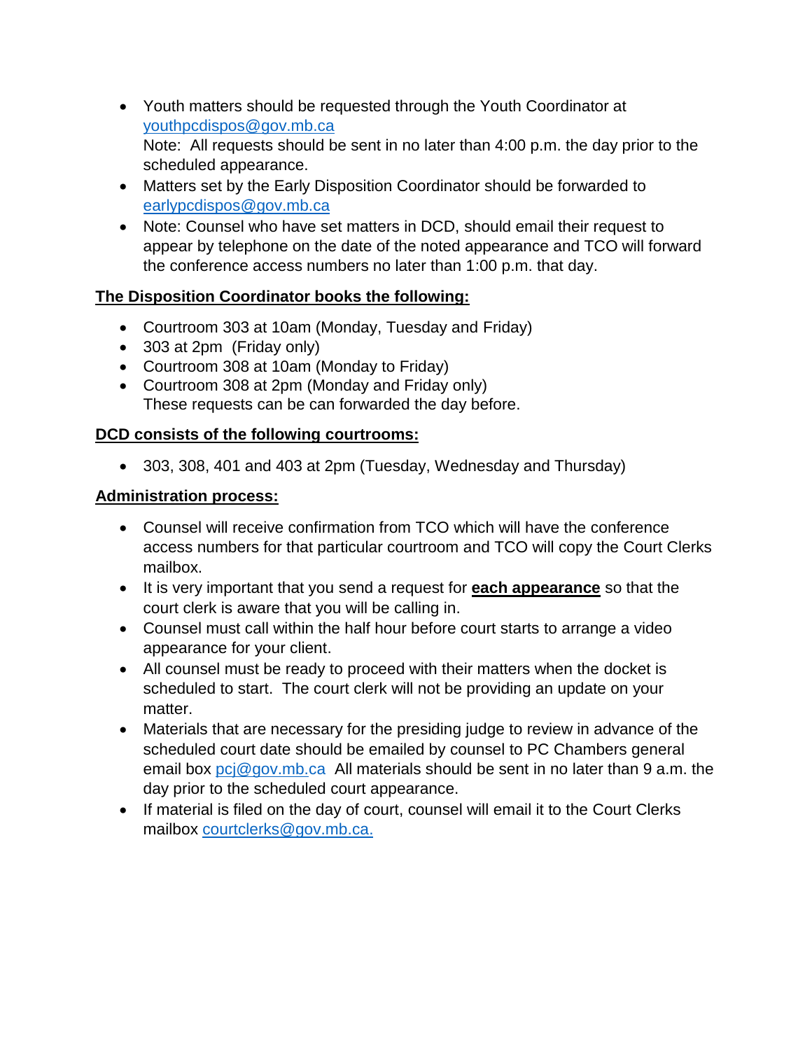- Youth matters should be requested through the Youth Coordinator at youthpcdispos@gov.mb.ca
  Note: All requests should be sent in no later than 4:00 p.m. the day prior to the scheduled appearance.
- Matters set by the Early Disposition Coordinator should be forwarded to earlypcdispos@gov.mb.ca
- Note: Counsel who have set matters in DCD, should email their request to appear by telephone on the date of the noted appearance and TCO will forward the conference access numbers no later than 1:00 p.m. that day.

**The Disposition Coordinator books the following:**

- Courtroom 303 at 10am (Monday, Tuesday and Friday)
- 303 at 2pm (Friday only)
- Courtroom 308 at 10am (Monday to Friday)
- Courtroom 308 at 2pm (Monday and Friday only)
  These requests can be can forwarded the day before.

**DCD consists of the following courtrooms:**

- 303, 308, 401 and 403 at 2pm (Tuesday, Wednesday and Thursday)

**Administration process:**

- Counsel will receive confirmation from TCO which will have the conference access numbers for that particular courtroom and TCO will copy the Court Clerks mailbox.
- It is very important that you send a request for **each appearance** so that the court clerk is aware that you will be calling in.
- Counsel must call within the half hour before court starts to arrange a video appearance for your client.
- All counsel must be ready to proceed with their matters when the docket is scheduled to start. The court clerk will not be providing an update on your matter.
- Materials that are necessary for the presiding judge to review in advance of the scheduled court date should be emailed by counsel to PC Chambers general email box pcj@gov.mb.ca All materials should be sent in no later than 9 a.m. the day prior to the scheduled court appearance.
- If material is filed on the day of court, counsel will email it to the Court Clerks mailbox courtclerks@gov.mb.ca.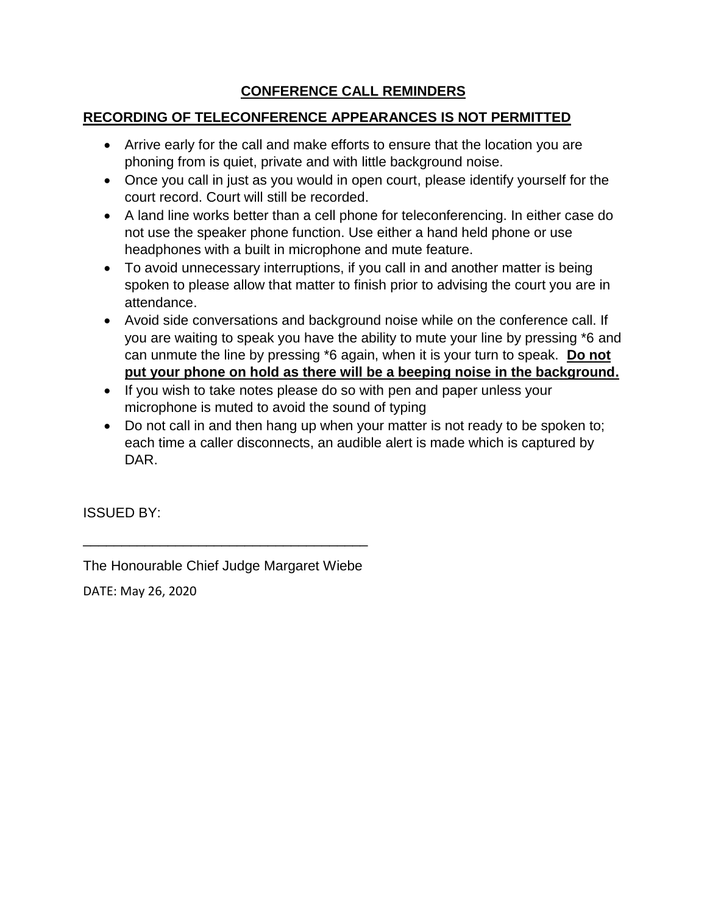## CONFERENCE CALL REMINDERS

## RECORDING OF TELECONFERENCE APPEARANCES IS NOT PERMITTED

- Arrive early for the call and make efforts to ensure that the location you are phoning from is quiet, private and with little background noise.
- Once you call in just as you would in open court, please identify yourself for the court record. Court will still be recorded.
- A land line works better than a cell phone for teleconferencing. In either case do not use the speaker phone function. Use either a hand held phone or use headphones with a built in microphone and mute feature.
- To avoid unnecessary interruptions, if you call in and another matter is being spoken to please allow that matter to finish prior to advising the court you are in attendance.
- Avoid side conversations and background noise while on the conference call. If you are waiting to speak you have the ability to mute your line by pressing *6 and can unmute the line by pressing *6 again, when it is your turn to speak. **Do not put your phone on hold as there will be a beeping noise in the background.**
- If you wish to take notes please do so with pen and paper unless your microphone is muted to avoid the sound of typing
- Do not call in and then hang up when your matter is not ready to be spoken to; each time a caller disconnects, an audible alert is made which is captured by DAR.

ISSUED BY:

\_\_\_\_\_\_\_\_\_\_\_\_\_\_\_\_\_\_\_\_\_\_\_\_\_\_\_\_\_\_\_\_\_\_\_\_

The Honourable Chief Judge Margaret Wiebe

DATE: May 26, 2020